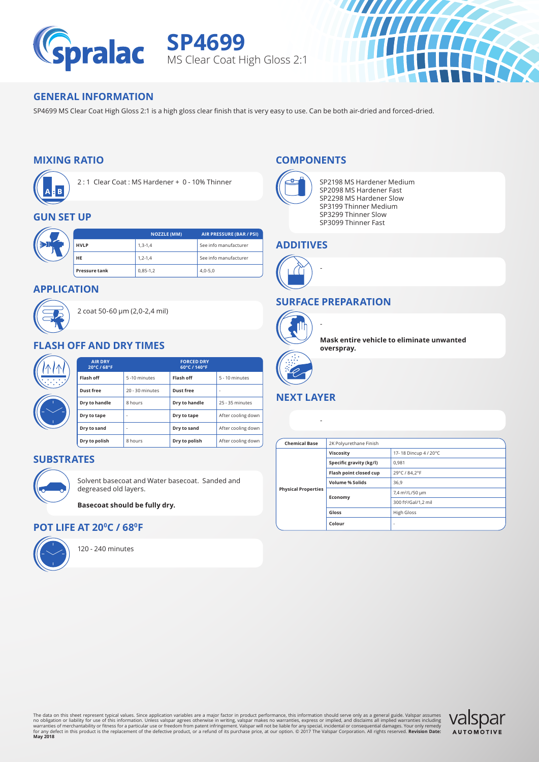# SP4699

MS Clear Coat High Gloss 2:1

## GENERAL INFORMATION

SP4699 MS Clear Coat High Gloss 2:1 is a high gloss clear finish that is very easy to use. Can be both air-dried and forced-dried.

## MIXING RATIO

2 : 1 Clear Coat : MS Hardener + 0 - 10% Thinner

## GUN SET UP

| | NOZZLE (MM) | AIR PRESSURE (BAR / PSI) |
|---|---|---|
| HVLP | 1,3-1,4 | See info manufacturer |
| HE | 1,2-1,4 | See info manufacturer |
| Pressure tank | 0,85-1,2 | 4,0-5,0 |

## APPLICATION

2 coat 50-60 µm (2,0-2,4 mil)

## FLASH OFF AND DRY TIMES

| AIR DRY 20°C / 68°F | | FORCED DRY 60°C / 140°F | |
|---|---|---|---|
| Flash off | 5 -10 minutes | Flash off | 5 - 10 minutes |
| Dust free | 20 - 30 minutes | Dust free | - |
| Dry to handle | 8 hours | Dry to handle | 25 - 35 minutes |
| Dry to tape | - | Dry to tape | After cooling down |
| Dry to sand | - | Dry to sand | After cooling down |
| Dry to polish | 8 hours | Dry to polish | After cooling down |

## SUBSTRATES

Solvent basecoat and Water basecoat. Sanded and degreased old layers.

**Basecoat should be fully dry.**

## POT LIFE AT 20°C / 68°F

120 - 240 minutes

## COMPONENTS

SP2198 MS Hardener Medium
SP2098 MS Hardener Fast
SP2298 MS Hardener Slow
SP3199 Thinner Medium
SP3299 Thinner Slow
SP3099 Thinner Fast

## ADDITIVES

-

## SURFACE PREPARATION

-

**Mask entire vehicle to eliminate unwanted overspray.**

## NEXT LAYER

-

| Chemical Base | 2K Polyurethane Finish | |
|---|---|---|
| Physical Properties | Viscosity | 17- 18 Dincup 4 / 20°C |
| | Specific gravity (kg/l) | 0,981 |
| | Flash point closed cup | 29°C / 84,2°F |
| | Volume % Solids | 36,9 |
| | Economy | 7,4 m²/L/50 µm |
| | | 300 ft²/Gal/1,2 mil |
| | Gloss | High Gloss |
| | Colour | - |

The data on this sheet represent typical values. Since application variables are a major factor in product performance, this information should serve only as a general guide. Valspar assumes no obligation or liability for use of this information. Unless valspar agrees otherwise in writing, valspar makes no warranties, express or implied, and disclaims all implied warranties including warranties of merchantability or fitness for a particular use or freedom from patent infringement. Valspar will not be liable for any special, incidental or consequential damages. Your only remedy for any defect in this product is the replacement of the defective product, or a refund of its purchase price, at our option. © 2017 The Valspar Corporation. All rights reserved. **Revision Date: May 2018**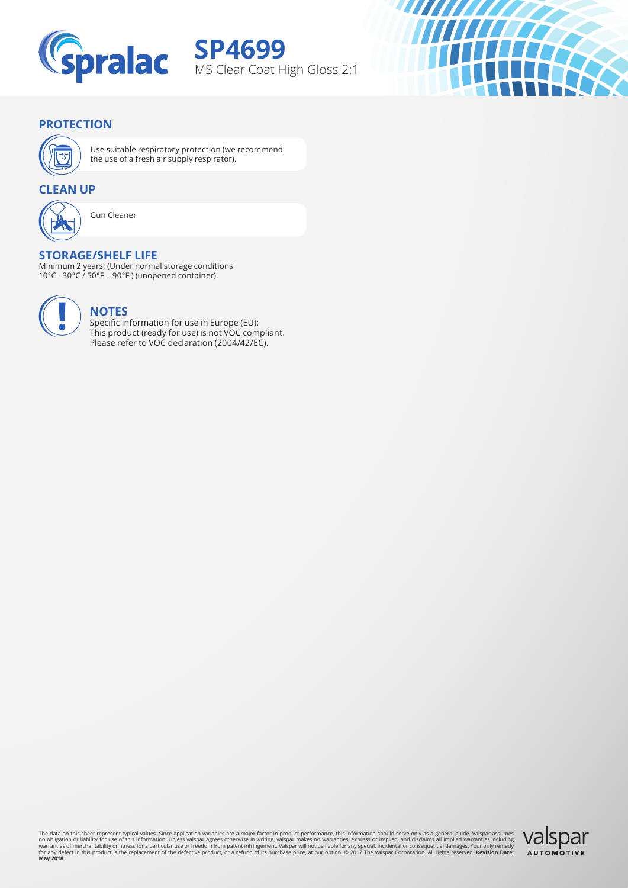# SP4699

MS Clear Coat High Gloss 2:1

## PROTECTION

Use suitable respiratory protection (we recommend the use of a fresh air supply respirator).

## CLEAN UP

Gun Cleaner

## STORAGE/SHELF LIFE

Minimum 2 years; (Under normal storage conditions 10°C - 30°C / 50°F - 90°F ) (unopened container).

## NOTES

Specific information for use in Europe (EU):
This product (ready for use) is not VOC compliant.
Please refer to VOC declaration (2004/42/EC).

The data on this sheet represent typical values. Since application variables are a major factor in product performance, this information should serve only as a general guide. Valspar assumes no obligation or liability for use of this information. Unless valspar agrees otherwise in writing, valspar makes no warranties, express or implied, and disclaims all implied warranties including warranties of merchantability or fitness for a particular use or freedom from patent infringement. Valspar will not be liable for any special, incidental or consequential damages. Your only remedy for any defect in this product is the replacement of the defective product, or a refund of its purchase price, at our option. © 2017 The Valspar Corporation. All rights reserved. **Revision Date: May 2018**